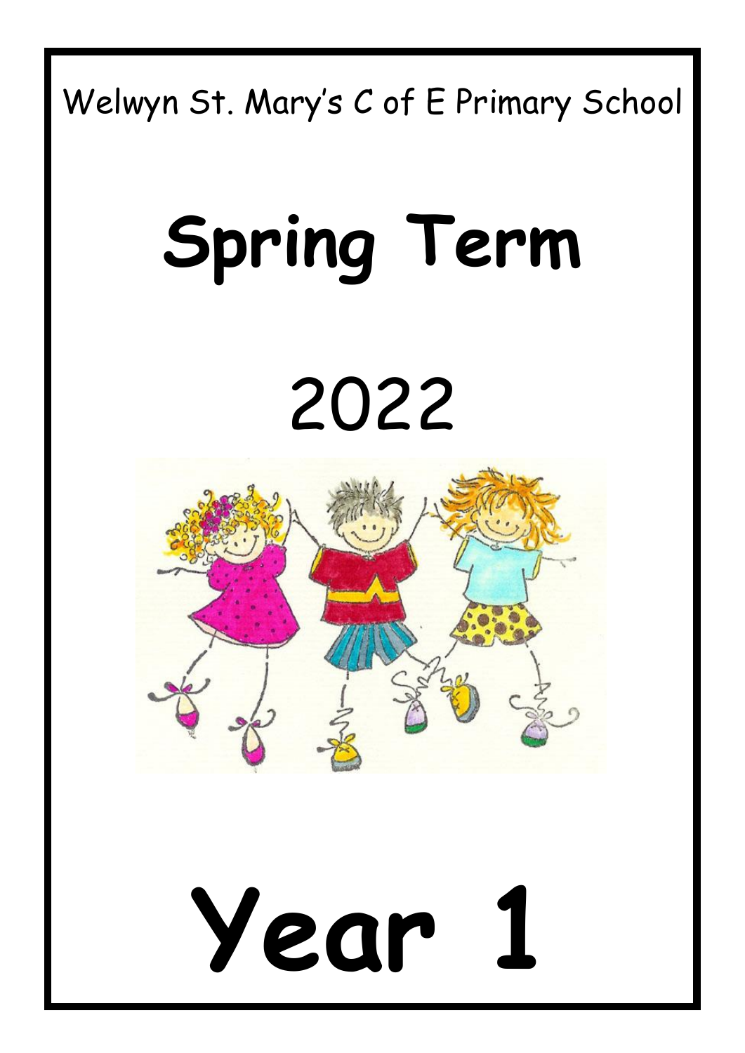Welwyn St. Mary's C of E Primary School

# Spring Term

# 2022

# Year 1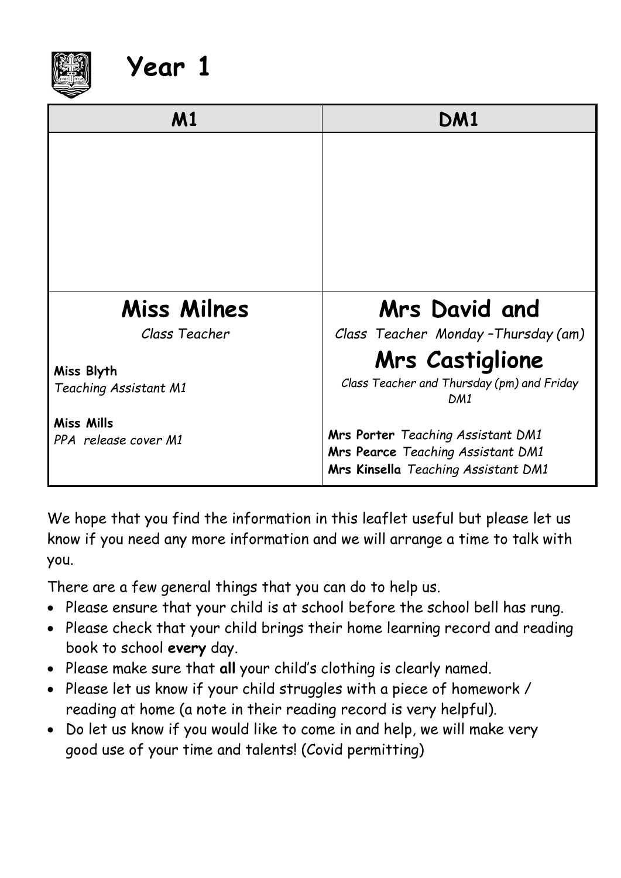# Year 1

| M1 | DM1 |
|---|---|
| | |
| **Miss Milnes**<br>*Class Teacher*<br><br>**Miss Blyth**<br>*Teaching Assistant M1*<br><br>**Miss Mills**<br>*PPA release cover M1* | **Mrs David and**<br>*Class Teacher Monday –Thursday (am)*<br>**Mrs Castiglione**<br>*Class Teacher and Thursday (pm) and Friday DM1*<br><br>**Mrs Porter** *Teaching Assistant DM1*<br>**Mrs Pearce** *Teaching Assistant DM1*<br>**Mrs Kinsella** *Teaching Assistant DM1* |

We hope that you find the information in this leaflet useful but please let us know if you need any more information and we will arrange a time to talk with you.

There are a few general things that you can do to help us.

- Please ensure that your child is at school before the school bell has rung.
- Please check that your child brings their home learning record and reading book to school **every** day.
- Please make sure that **all** your child's clothing is clearly named.
- Please let us know if your child struggles with a piece of homework / reading at home (a note in their reading record is very helpful).
- Do let us know if you would like to come in and help, we will make very good use of your time and talents! (Covid permitting)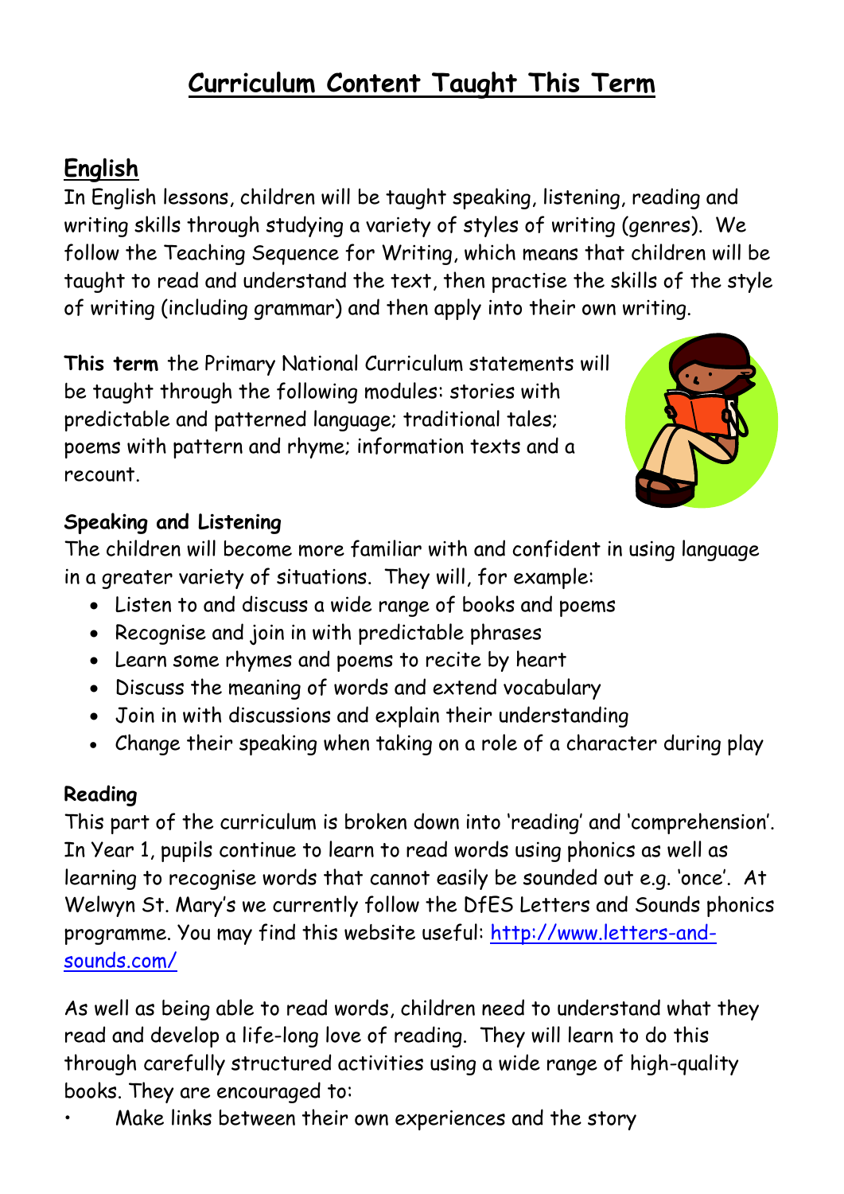# Curriculum Content Taught This Term

## English

In English lessons, children will be taught speaking, listening, reading and writing skills through studying a variety of styles of writing (genres). We follow the Teaching Sequence for Writing, which means that children will be taught to read and understand the text, then practise the skills of the style of writing (including grammar) and then apply into their own writing.

**This term** the Primary National Curriculum statements will be taught through the following modules: stories with predictable and patterned language; traditional tales; poems with pattern and rhyme; information texts and a recount.

### Speaking and Listening

The children will become more familiar with and confident in using language in a greater variety of situations. They will, for example:

- Listen to and discuss a wide range of books and poems
- Recognise and join in with predictable phrases
- Learn some rhymes and poems to recite by heart
- Discuss the meaning of words and extend vocabulary
- Join in with discussions and explain their understanding
- Change their speaking when taking on a role of a character during play

### Reading

This part of the curriculum is broken down into 'reading' and 'comprehension'. In Year 1, pupils continue to learn to read words using phonics as well as learning to recognise words that cannot easily be sounded out e.g. 'once'. At Welwyn St. Mary's we currently follow the DfES Letters and Sounds phonics programme. You may find this website useful: [http://www.letters-and-sounds.com/](http://www.letters-and-sounds.com/)

As well as being able to read words, children need to understand what they read and develop a life-long love of reading. They will learn to do this through carefully structured activities using a wide range of high-quality books. They are encouraged to:

- Make links between their own experiences and the story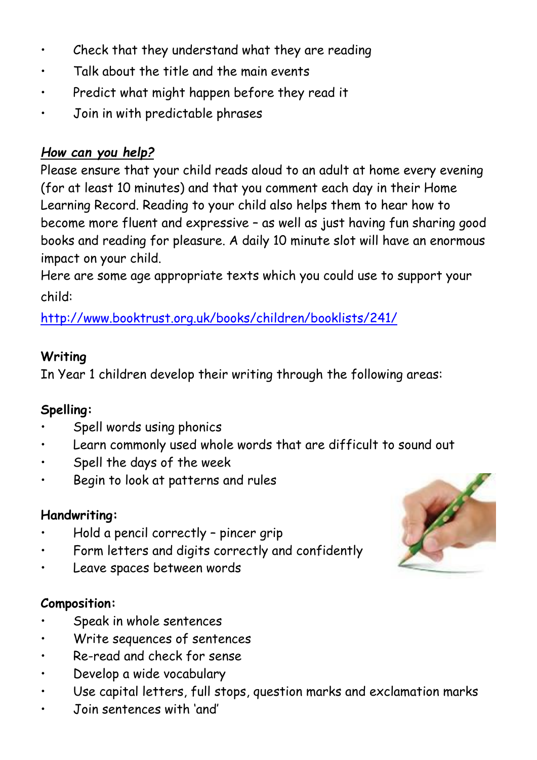- Check that they understand what they are reading
- Talk about the title and the main events
- Predict what might happen before they read it
- Join in with predictable phrases

***How can you help?***

Please ensure that your child reads aloud to an adult at home every evening (for at least 10 minutes) and that you comment each day in their Home Learning Record. Reading to your child also helps them to hear how to become more fluent and expressive – as well as just having fun sharing good books and reading for pleasure. A daily 10 minute slot will have an enormous impact on your child.

Here are some age appropriate texts which you could use to support your child:

http://www.booktrust.org.uk/books/children/booklists/241/

**Writing**

In Year 1 children develop their writing through the following areas:

**Spelling:**

- Spell words using phonics
- Learn commonly used whole words that are difficult to sound out
- Spell the days of the week
- Begin to look at patterns and rules

**Handwriting:**

- Hold a pencil correctly – pincer grip
- Form letters and digits correctly and confidently
- Leave spaces between words

**Composition:**

- Speak in whole sentences
- Write sequences of sentences
- Re-read and check for sense
- Develop a wide vocabulary
- Use capital letters, full stops, question marks and exclamation marks
- Join sentences with 'and'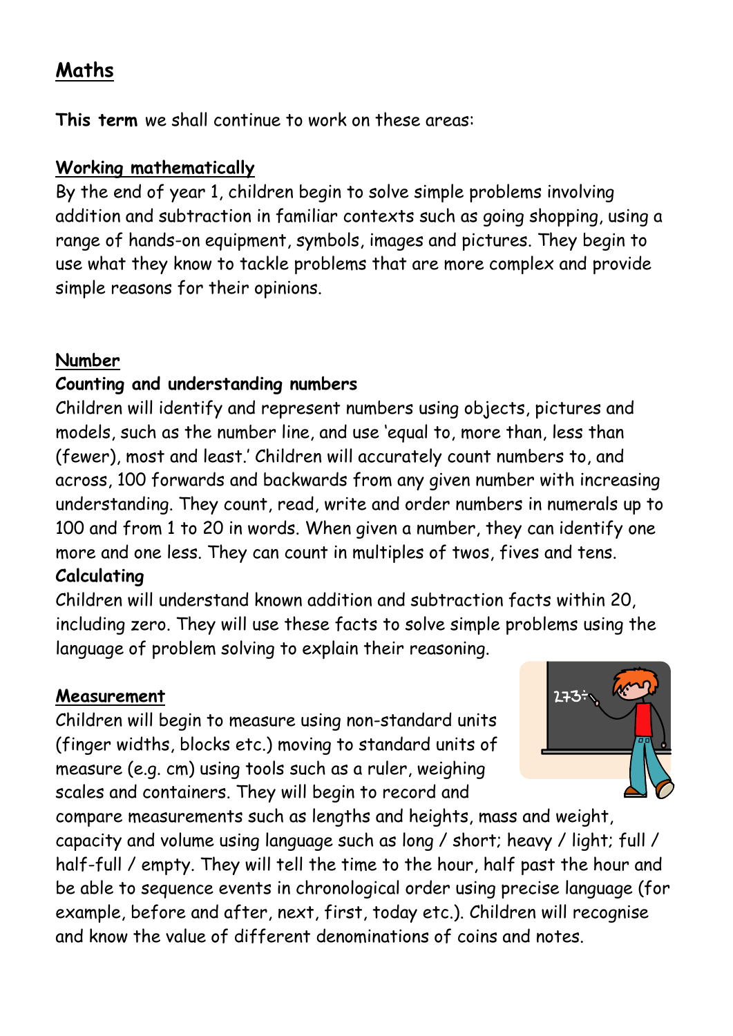# Maths

**This term** we shall continue to work on these areas:

## Working mathematically

By the end of year 1, children begin to solve simple problems involving addition and subtraction in familiar contexts such as going shopping, using a range of hands-on equipment, symbols, images and pictures. They begin to use what they know to tackle problems that are more complex and provide simple reasons for their opinions.

## Number

### Counting and understanding numbers

Children will identify and represent numbers using objects, pictures and models, such as the number line, and use 'equal to, more than, less than (fewer), most and least.' Children will accurately count numbers to, and across, 100 forwards and backwards from any given number with increasing understanding. They count, read, write and order numbers in numerals up to 100 and from 1 to 20 in words. When given a number, they can identify one more and one less. They can count in multiples of twos, fives and tens.

### Calculating

Children will understand known addition and subtraction facts within 20, including zero. They will use these facts to solve simple problems using the language of problem solving to explain their reasoning.

## Measurement

Children will begin to measure using non-standard units (finger widths, blocks etc.) moving to standard units of measure (e.g. cm) using tools such as a ruler, weighing scales and containers. They will begin to record and compare measurements such as lengths and heights, mass and weight, capacity and volume using language such as long / short; heavy / light; full / half-full / empty. They will tell the time to the hour, half past the hour and be able to sequence events in chronological order using precise language (for example, before and after, next, first, today etc.). Children will recognise and know the value of different denominations of coins and notes.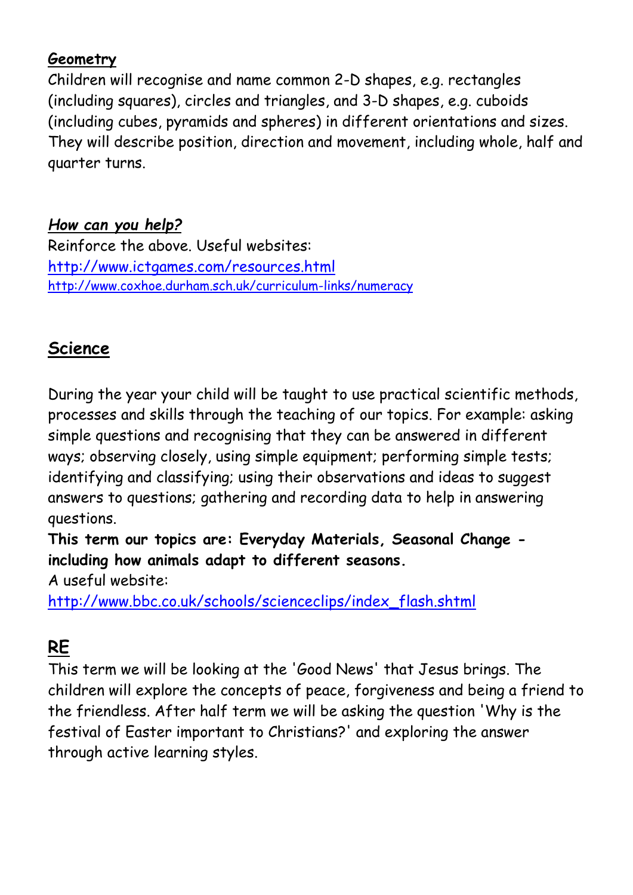***Geometry***

Children will recognise and name common 2-D shapes, e.g. rectangles (including squares), circles and triangles, and 3-D shapes, e.g. cuboids (including cubes, pyramids and spheres) in different orientations and sizes. They will describe position, direction and movement, including whole, half and quarter turns.

***How can you help?***

Reinforce the above. Useful websites:
http://www.ictgames.com/resources.html
http://www.coxhoe.durham.sch.uk/curriculum-links/numeracy

## Science

During the year your child will be taught to use practical scientific methods, processes and skills through the teaching of our topics. For example: asking simple questions and recognising that they can be answered in different ways; observing closely, using simple equipment; performing simple tests; identifying and classifying; using their observations and ideas to suggest answers to questions; gathering and recording data to help in answering questions.

**This term our topics are: Everyday Materials, Seasonal Change - including how animals adapt to different seasons.**

A useful website:
http://www.bbc.co.uk/schools/scienceclips/index_flash.shtml

## RE

This term we will be looking at the 'Good News' that Jesus brings. The children will explore the concepts of peace, forgiveness and being a friend to the friendless. After half term we will be asking the question 'Why is the festival of Easter important to Christians?' and exploring the answer through active learning styles.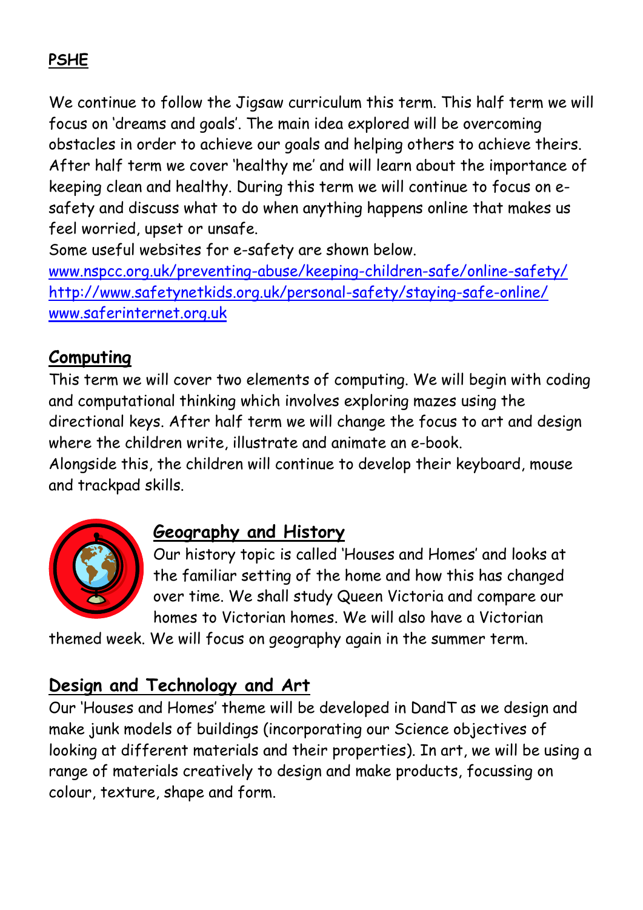## PSHE

We continue to follow the Jigsaw curriculum this term. This half term we will focus on 'dreams and goals'. The main idea explored will be overcoming obstacles in order to achieve our goals and helping others to achieve theirs. After half term we cover 'healthy me' and will learn about the importance of keeping clean and healthy. During this term we will continue to focus on e-safety and discuss what to do when anything happens online that makes us feel worried, upset or unsafe.

Some useful websites for e-safety are shown below.

www.nspcc.org.uk/preventing-abuse/keeping-children-safe/online-safety/
http://www.safetynetkids.org.uk/personal-safety/staying-safe-online/
www.saferinternet.org.uk

## Computing

This term we will cover two elements of computing. We will begin with coding and computational thinking which involves exploring mazes using the directional keys. After half term we will change the focus to art and design where the children write, illustrate and animate an e-book.

Alongside this, the children will continue to develop their keyboard, mouse and trackpad skills.

## Geography and History

Our history topic is called 'Houses and Homes' and looks at the familiar setting of the home and how this has changed over time. We shall study Queen Victoria and compare our homes to Victorian homes. We will also have a Victorian themed week. We will focus on geography again in the summer term.

## Design and Technology and Art

Our 'Houses and Homes' theme will be developed in DandT as we design and make junk models of buildings (incorporating our Science objectives of looking at different materials and their properties). In art, we will be using a range of materials creatively to design and make products, focussing on colour, texture, shape and form.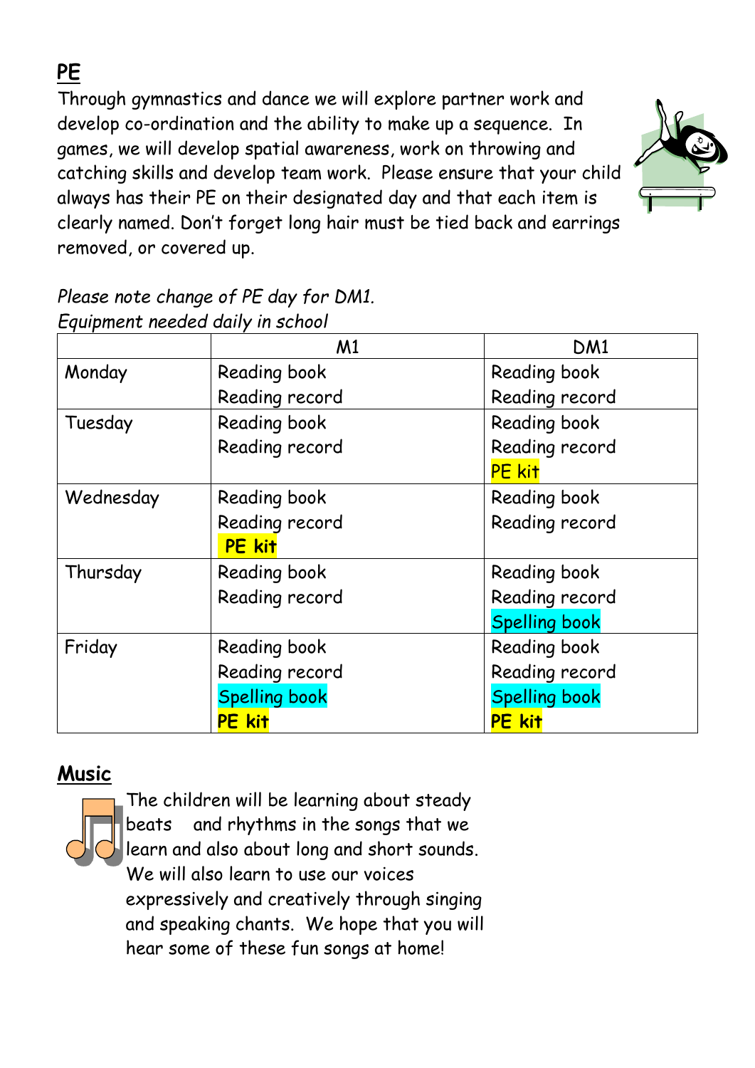## PE

Through gymnastics and dance we will explore partner work and develop co-ordination and the ability to make up a sequence. In games, we will develop spatial awareness, work on throwing and catching skills and develop team work. Please ensure that your child always has their PE on their designated day and that each item is clearly named. Don't forget long hair must be tied back and earrings removed, or covered up.

*Please note change of PE day for DM1.*
*Equipment needed daily in school*

| | M1 | DM1 |
|---|---|---|
| Monday | Reading book<br>Reading record | Reading book<br>Reading record |
| Tuesday | Reading book<br>Reading record | Reading book<br>Reading record<br>PE kit |
| Wednesday | Reading book<br>Reading record<br>PE kit | Reading book<br>Reading record |
| Thursday | Reading book<br>Reading record | Reading book<br>Reading record<br>Spelling book |
| Friday | Reading book<br>Reading record<br>Spelling book<br>PE kit | Reading book<br>Reading record<br>Spelling book<br>PE kit |

## Music

The children will be learning about steady beats and rhythms in the songs that we learn and also about long and short sounds. We will also learn to use our voices expressively and creatively through singing and speaking chants. We hope that you will hear some of these fun songs at home!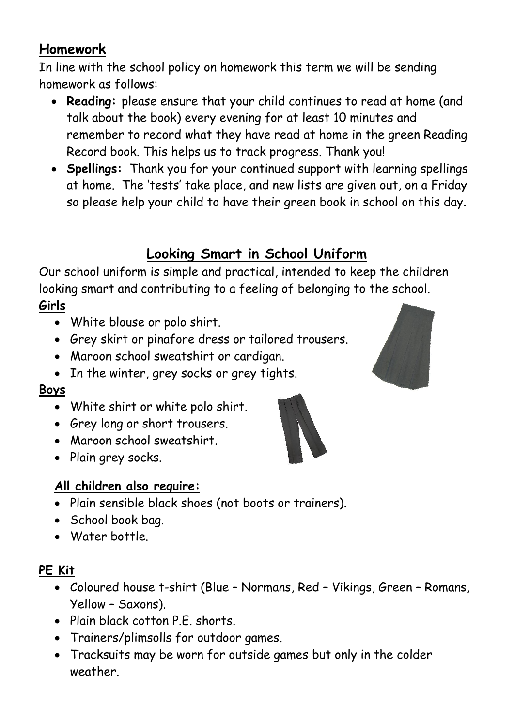## Homework

In line with the school policy on homework this term we will be sending homework as follows:

- **Reading:** please ensure that your child continues to read at home (and talk about the book) every evening for at least 10 minutes and remember to record what they have read at home in the green Reading Record book. This helps us to track progress. Thank you!
- **Spellings:** Thank you for your continued support with learning spellings at home. The 'tests' take place, and new lists are given out, on a Friday so please help your child to have their green book in school on this day.

## Looking Smart in School Uniform

Our school uniform is simple and practical, intended to keep the children looking smart and contributing to a feeling of belonging to the school.

### Girls

- White blouse or polo shirt.
- Grey skirt or pinafore dress or tailored trousers.
- Maroon school sweatshirt or cardigan.
- In the winter, grey socks or grey tights.

### Boys

- White shirt or white polo shirt.
- Grey long or short trousers.
- Maroon school sweatshirt.
- Plain grey socks.

### All children also require:

- Plain sensible black shoes (not boots or trainers).
- School book bag.
- Water bottle.

### PE Kit

- Coloured house t-shirt (Blue – Normans, Red – Vikings, Green – Romans, Yellow – Saxons).
- Plain black cotton P.E. shorts.
- Trainers/plimsolls for outdoor games.
- Tracksuits may be worn for outside games but only in the colder weather.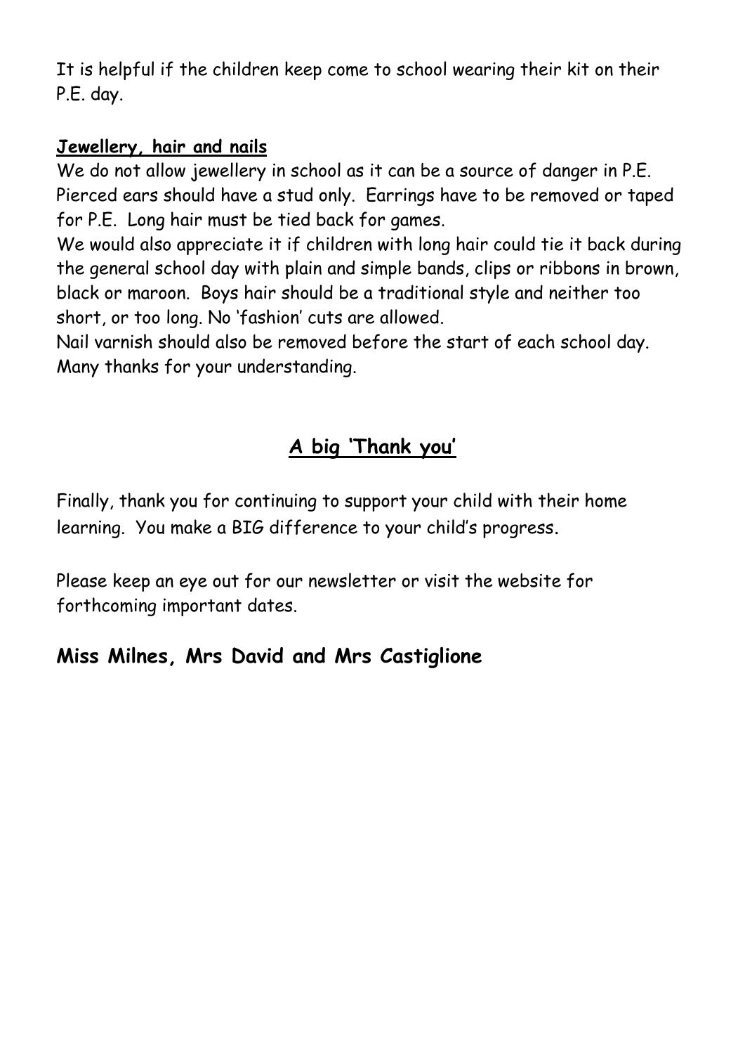It is helpful if the children keep come to school wearing their kit on their P.E. day.

**Jewellery, hair and nails**

We do not allow jewellery in school as it can be a source of danger in P.E. Pierced ears should have a stud only. Earrings have to be removed or taped for P.E. Long hair must be tied back for games.

We would also appreciate it if children with long hair could tie it back during the general school day with plain and simple bands, clips or ribbons in brown, black or maroon. Boys hair should be a traditional style and neither too short, or too long. No 'fashion' cuts are allowed.

Nail varnish should also be removed before the start of each school day. Many thanks for your understanding.

## A big 'Thank you'

Finally, thank you for continuing to support your child with their home learning. You make a BIG difference to your child's progress.

Please keep an eye out for our newsletter or visit the website for forthcoming important dates.

**Miss Milnes, Mrs David and Mrs Castiglione**